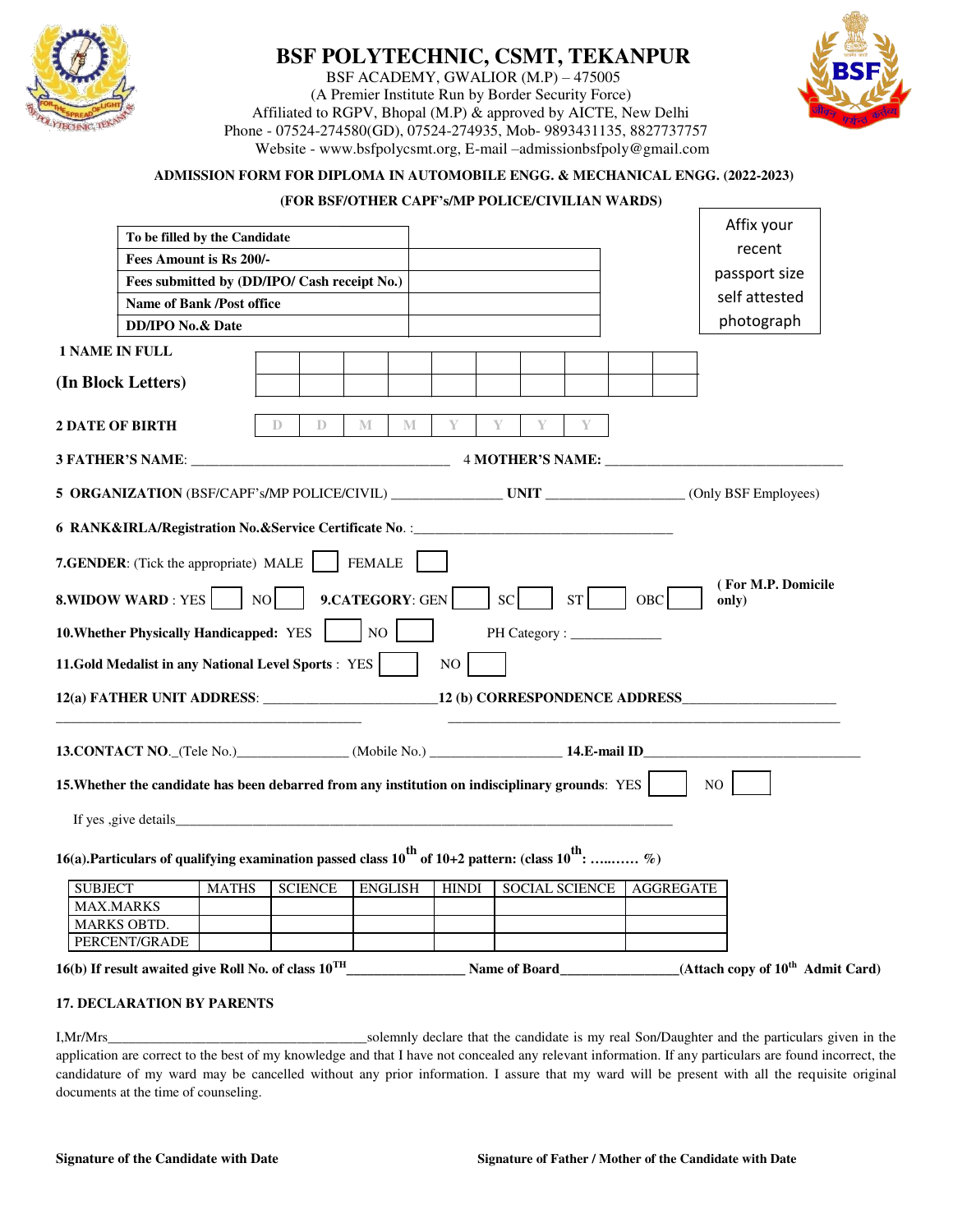# BSF POLYTECHNIC, CSMT, TEKANPUR

BSF ACADEMY, GWALIOR (M.P) – 475005
(A Premier Institute Run by Border Security Force)
Affiliated to RGPV, Bhopal (M.P) & approved by AICTE, New Delhi
Phone - 07524-274580(GD), 07524-274935, Mob- 9893431135, 8827737757
Website - www.bsfpolycsmt.org, E-mail –admissionbsfpoly@gmail.com

**ADMISSION FORM FOR DIPLOMA IN AUTOMOBILE ENGG. & MECHANICAL ENGG. (2022-2023)**

**(FOR BSF/OTHER CAPF's/MP POLICE/CIVILIAN WARDS)**

| To be filled by the Candidate | |
|---|---|
| Fees Amount is Rs 200/- | |
| Fees submitted by (DD/IPO/ Cash receipt No.) | |
| Name of Bank /Post office | |
| DD/IPO No.& Date | |

Affix your recent passport size self attested photograph

**1 NAME IN FULL**
**(In Block Letters)**

**2 DATE OF BIRTH** D D M M Y Y Y Y

**3 FATHER'S NAME**: ___________________________________ **4 MOTHER'S NAME:** ________________________________

**5 ORGANIZATION** (BSF/CAPF's/MP POLICE/CIVIL) _______________ **UNIT** ___________________ (Only BSF Employees)

**6 RANK&IRLA/Registration No.&Service Certificate No**. :____________________________________

**7.GENDER**: (Tick the appropriate) MALE ☐ FEMALE ☐

**8.WIDOW WARD** : YES ☐ NO ☐ **9.CATEGORY**: GEN ☐ SC ☐ ST ☐ OBC ☐ **( For M.P. Domicile only)**

**10.Whether Physically Handicapped:** YES ☐ NO ☐ PH Category : _____________

**11.Gold Medalist in any National Level Sports** : YES ☐ NO ☐

**12(a) FATHER UNIT ADDRESS**: ________________________ **12 (b) CORRESPONDENCE ADDRESS**_____________________

_____________________________________________ __________________________________________________________

**13.CONTACT NO.**_(Tele No.)_______________ (Mobile No.) __________________ **14.E-mail ID**______________________________

**15.Whether the candidate has been debarred from any institution on indisciplinary grounds**: YES ☐ NO ☐

If yes ,give details___________________________________________________________________________

**16(a).Particulars of qualifying examination passed class 10th of 10+2 pattern: (class 10th: ….…… %)**

| SUBJECT | MATHS | SCIENCE | ENGLISH | HINDI | SOCIAL SCIENCE | AGGREGATE |
|---|---|---|---|---|---|---|
| MAX.MARKS | | | | | | |
| MARKS OBTD. | | | | | | |
| PERCENT/GRADE | | | | | | |

**16(b) If result awaited give Roll No. of class 10TH**________________ **Name of Board**________________**(Attach copy of 10th Admit Card)**

**17. DECLARATION BY PARENTS**

I,Mr/Mrs_____________________________________solemnly declare that the candidate is my real Son/Daughter and the particulars given in the application are correct to the best of my knowledge and that I have not concealed any relevant information. If any particulars are found incorrect, the candidature of my ward may be cancelled without any prior information. I assure that my ward will be present with all the requisite original documents at the time of counseling.

**Signature of the Candidate with Date** **Signature of Father / Mother of the Candidate with Date**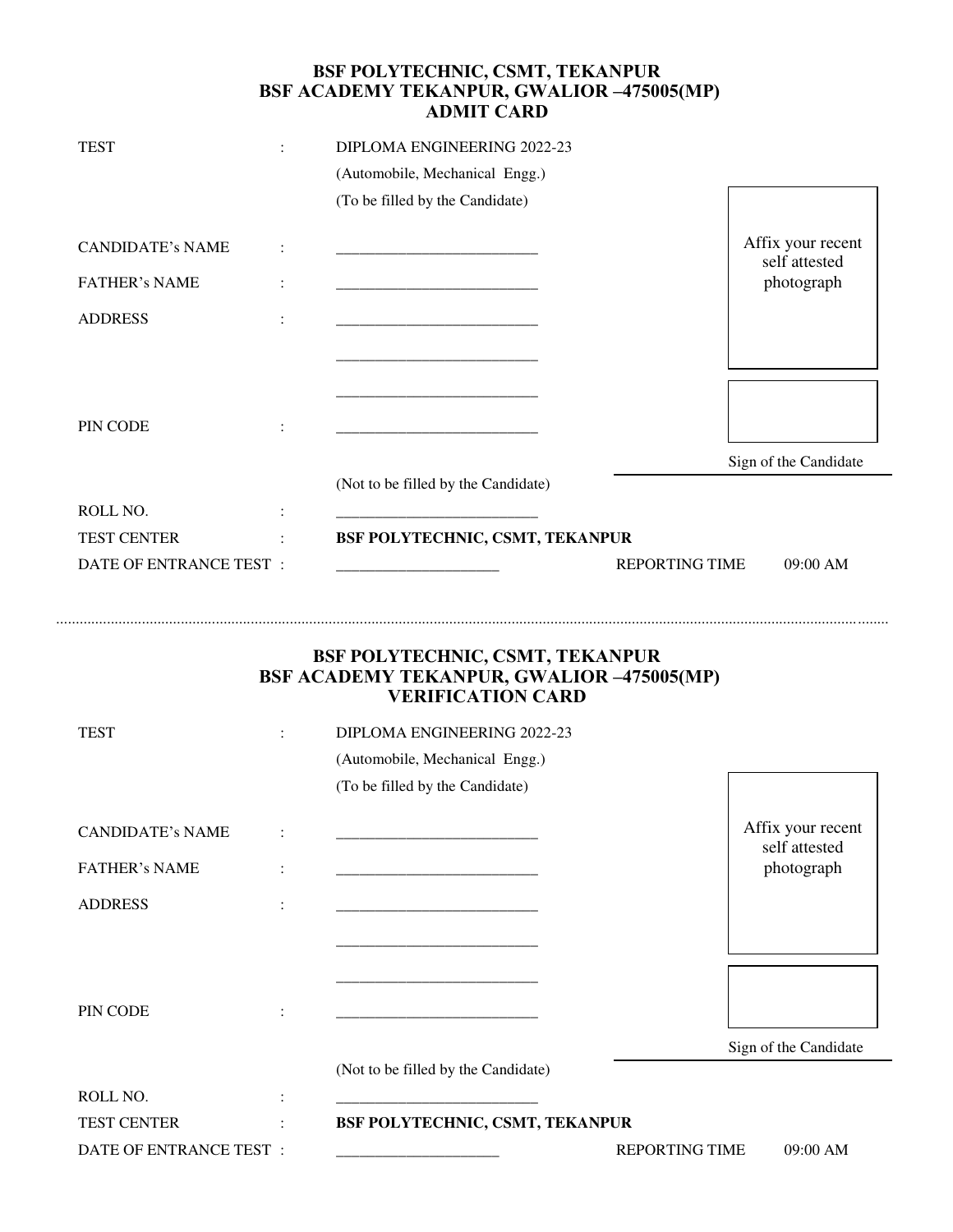**BSF POLYTECHNIC, CSMT, TEKANPUR**
**BSF ACADEMY TEKANPUR, GWALIOR –475005(MP)**
**ADMIT CARD**

TEST : DIPLOMA ENGINEERING 2022-23

(Automobile, Mechanical Engg.)

(To be filled by the Candidate)

Affix your recent self attested photograph

CANDIDATE's NAME : __________________________

FATHER's NAME : __________________________

ADDRESS : __________________________

__________________________

__________________________

PIN CODE : __________________________

Sign of the Candidate

(Not to be filled by the Candidate)

ROLL NO. : __________________________

TEST CENTER : **BSF POLYTECHNIC, CSMT, TEKANPUR**

DATE OF ENTRANCE TEST : _____________________ REPORTING TIME 09:00 AM

---

**BSF POLYTECHNIC, CSMT, TEKANPUR**
**BSF ACADEMY TEKANPUR, GWALIOR –475005(MP)**
**VERIFICATION CARD**

TEST : DIPLOMA ENGINEERING 2022-23

(Automobile, Mechanical Engg.)

(To be filled by the Candidate)

Affix your recent self attested photograph

CANDIDATE's NAME : __________________________

FATHER's NAME : __________________________

ADDRESS : __________________________

__________________________

__________________________

PIN CODE : __________________________

Sign of the Candidate

(Not to be filled by the Candidate)

ROLL NO. : __________________________

TEST CENTER : **BSF POLYTECHNIC, CSMT, TEKANPUR**

DATE OF ENTRANCE TEST : _____________________ REPORTING TIME 09:00 AM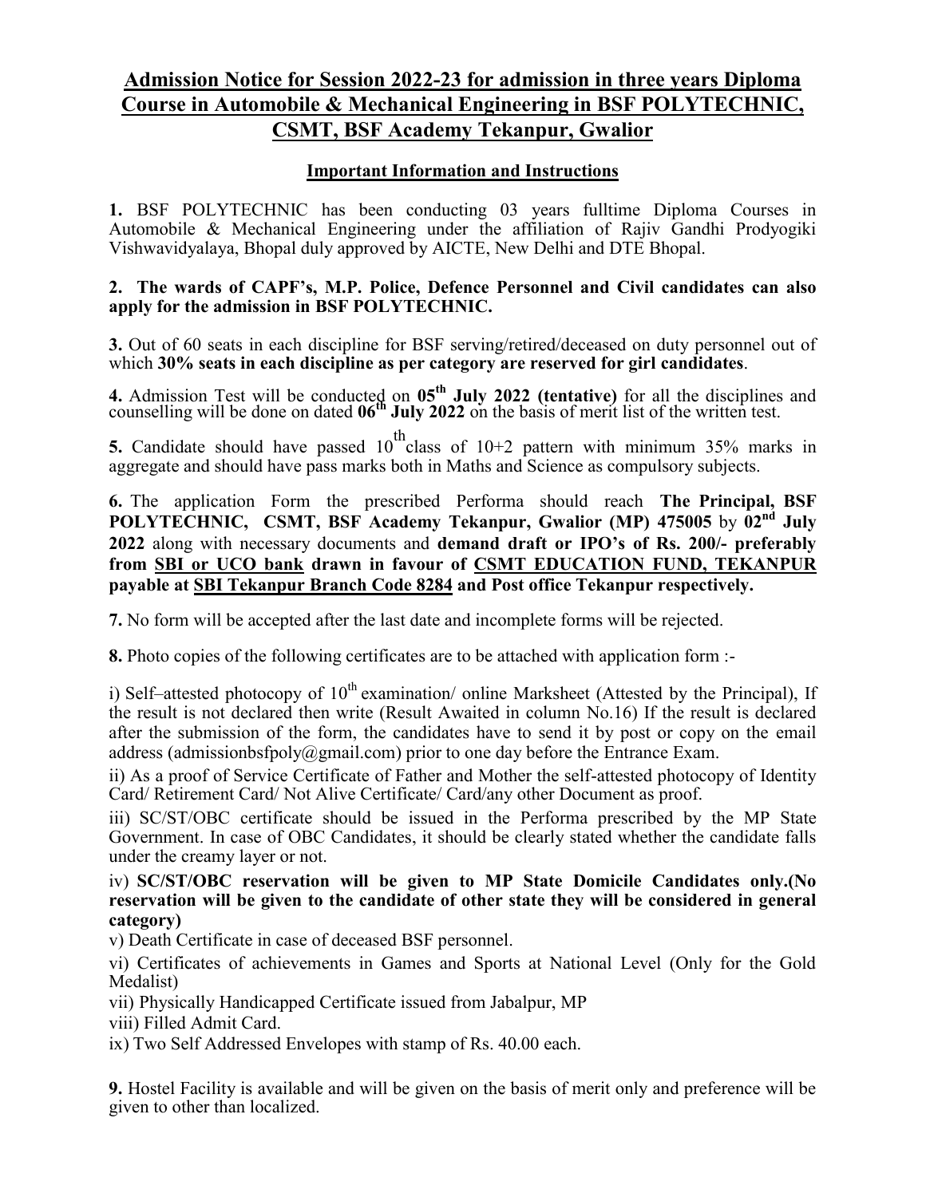# Admission Notice for Session 2022-23 for admission in three years Diploma Course in Automobile & Mechanical Engineering in BSF POLYTECHNIC, CSMT, BSF Academy Tekanpur, Gwalior

## Important Information and Instructions

**1.** BSF POLYTECHNIC has been conducting 03 years fulltime Diploma Courses in Automobile & Mechanical Engineering under the affiliation of Rajiv Gandhi Prodyogiki Vishwavidyalaya, Bhopal duly approved by AICTE, New Delhi and DTE Bhopal.

**2. The wards of CAPF's, M.P. Police, Defence Personnel and Civil candidates can also apply for the admission in BSF POLYTECHNIC.**

**3.** Out of 60 seats in each discipline for BSF serving/retired/deceased on duty personnel out of which **30% seats in each discipline as per category are reserved for girl candidates**.

**4.** Admission Test will be conducted on **05th July 2022 (tentative)** for all the disciplines and counselling will be done on dated **06th July 2022** on the basis of merit list of the written test.

**5.** Candidate should have passed 10th class of 10+2 pattern with minimum 35% marks in aggregate and should have pass marks both in Maths and Science as compulsory subjects.

**6.** The application Form the prescribed Performa should reach **The Principal, BSF POLYTECHNIC, CSMT, BSF Academy Tekanpur, Gwalior (MP) 475005** by **02nd July 2022** along with necessary documents and **demand draft or IPO's of Rs. 200/- preferably from SBI or UCO bank drawn in favour of CSMT EDUCATION FUND, TEKANPUR payable at SBI Tekanpur Branch Code 8284 and Post office Tekanpur respectively.**

**7.** No form will be accepted after the last date and incomplete forms will be rejected.

**8.** Photo copies of the following certificates are to be attached with application form :-

i) Self–attested photocopy of 10th examination/ online Marksheet (Attested by the Principal), If the result is not declared then write (Result Awaited in column No.16) If the result is declared after the submission of the form, the candidates have to send it by post or copy on the email address (admissionbsfpoly@gmail.com) prior to one day before the Entrance Exam.

ii) As a proof of Service Certificate of Father and Mother the self-attested photocopy of Identity Card/ Retirement Card/ Not Alive Certificate/ Card/any other Document as proof.

iii) SC/ST/OBC certificate should be issued in the Performa prescribed by the MP State Government. In case of OBC Candidates, it should be clearly stated whether the candidate falls under the creamy layer or not.

iv) **SC/ST/OBC reservation will be given to MP State Domicile Candidates only.(No reservation will be given to the candidate of other state they will be considered in general category)**

v) Death Certificate in case of deceased BSF personnel.

vi) Certificates of achievements in Games and Sports at National Level (Only for the Gold Medalist)

vii) Physically Handicapped Certificate issued from Jabalpur, MP

viii) Filled Admit Card.

ix) Two Self Addressed Envelopes with stamp of Rs. 40.00 each.

**9.** Hostel Facility is available and will be given on the basis of merit only and preference will be given to other than localized.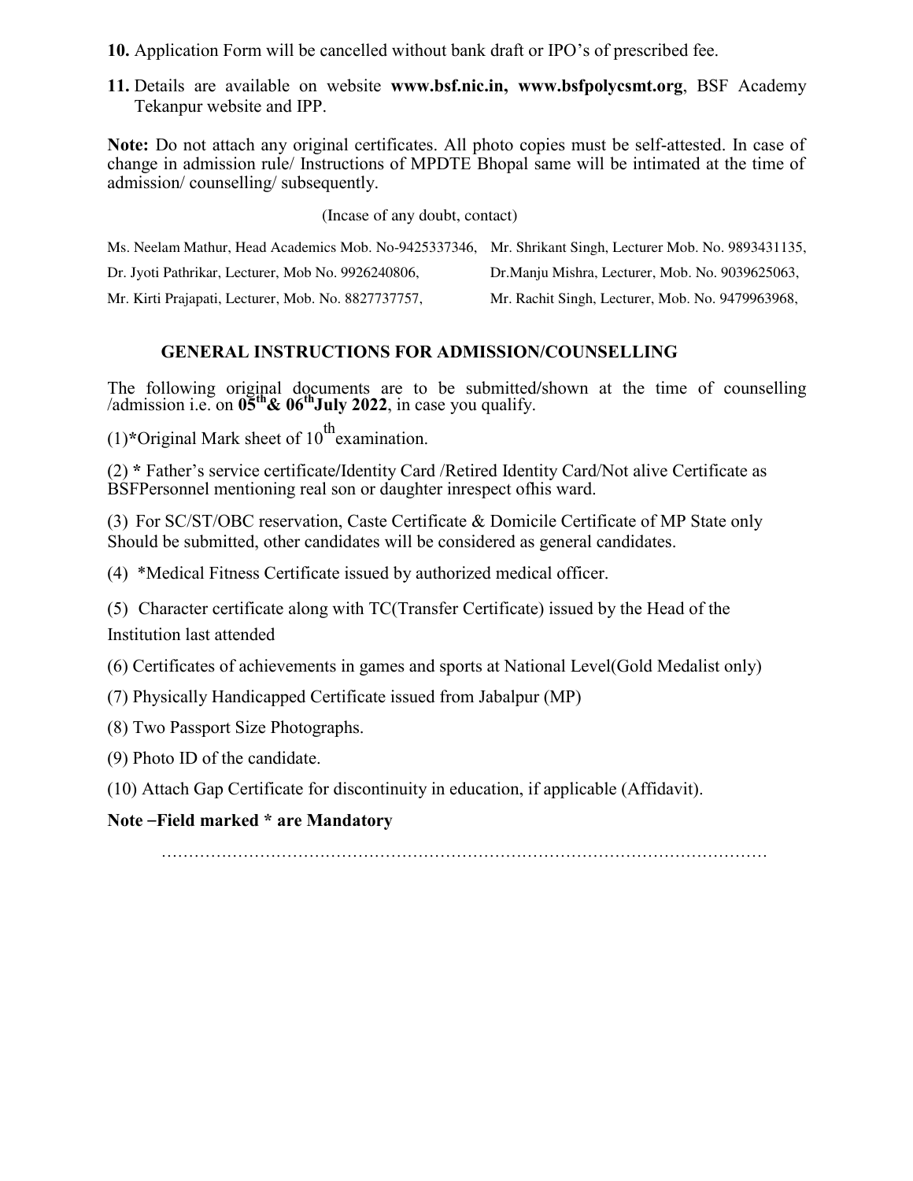**10.** Application Form will be cancelled without bank draft or IPO's of prescribed fee.

**11.** Details are available on website **www.bsf.nic.in, www.bsfpolycsmt.org**, BSF Academy Tekanpur website and IPP.

**Note:** Do not attach any original certificates. All photo copies must be self-attested. In case of change in admission rule/ Instructions of MPDTE Bhopal same will be intimated at the time of admission/ counselling/ subsequently.

(Incase of any doubt, contact)

| | |
|---|---|
| Ms. Neelam Mathur, Head Academics Mob. No-9425337346, | Mr. Shrikant Singh, Lecturer Mob. No. 9893431135, |
| Dr. Jyoti Pathrikar, Lecturer, Mob No. 9926240806, | Dr.Manju Mishra, Lecturer, Mob. No. 9039625063, |
| Mr. Kirti Prajapati, Lecturer, Mob. No. 8827737757, | Mr. Rachit Singh, Lecturer, Mob. No. 9479963968, |

## GENERAL INSTRUCTIONS FOR ADMISSION/COUNSELLING

The following original documents are to be submitted/shown at the time of counselling /admission i.e. on **05th & 06th July 2022**, in case you qualify.

(1)***Original Mark sheet of 10th examination.

(2) * Father's service certificate/Identity Card /Retired Identity Card/Not alive Certificate as BSFPersonnel mentioning real son or daughter inrespect ofhis ward.

(3) For SC/ST/OBC reservation, Caste Certificate & Domicile Certificate of MP State only Should be submitted, other candidates will be considered as general candidates.

(4) *Medical Fitness Certificate issued by authorized medical officer.

(5) Character certificate along with TC(Transfer Certificate) issued by the Head of the Institution last attended

(6) Certificates of achievements in games and sports at National Level(Gold Medalist only)

(7) Physically Handicapped Certificate issued from Jabalpur (MP)

(8) Two Passport Size Photographs.

(9) Photo ID of the candidate.

(10) Attach Gap Certificate for discontinuity in education, if applicable (Affidavit).

**Note –Field marked * are Mandatory**

…………………………………………………………………………………………………